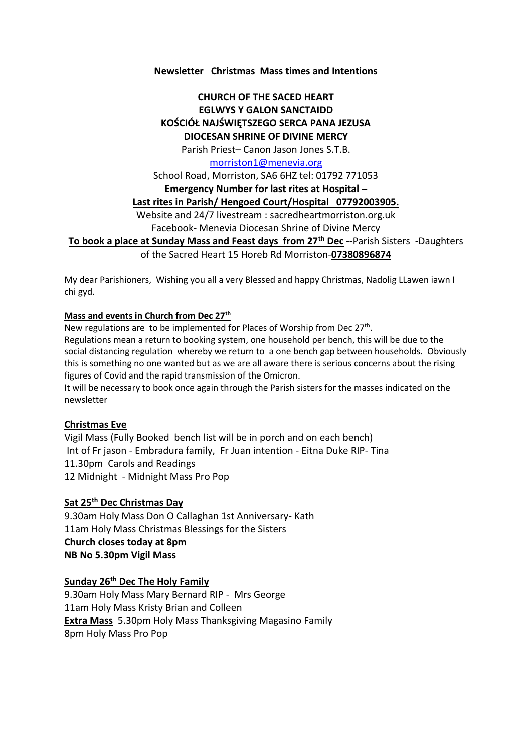**Newsletter Christmas Mass times and Intentions**

**CHURCH OF THE SACED HEART**
**EGLWYS Y GALON SANCTAIDD**
**KOŚCIÓŁ NAJŚWIĘTSZEGO SERCA PANA JEZUSA**
**DIOCESAN SHRINE OF DIVINE MERCY**
Parish Priest– Canon Jason Jones S.T.B.
morriston1@menevia.org
School Road, Morriston, SA6 6HZ tel: 01792 771053
**Emergency Number for last rites at Hospital –**
**Last rites in Parish/ Hengoed Court/Hospital 07792003905.**
Website and 24/7 livestream : sacredheartmorriston.org.uk
Facebook- Menevia Diocesan Shrine of Divine Mercy
**To book a place at Sunday Mass and Feast days from 27th Dec** --Parish Sisters -Daughters of the Sacred Heart 15 Horeb Rd Morriston-**07380896874**

My dear Parishioners, Wishing you all a very Blessed and happy Christmas, Nadolig LLawen iawn I chi gyd.

**Mass and events in Church from Dec 27th**

New regulations are to be implemented for Places of Worship from Dec 27th.
Regulations mean a return to booking system, one household per bench, this will be due to the social distancing regulation whereby we return to a one bench gap between households. Obviously this is something no one wanted but as we are all aware there is serious concerns about the rising figures of Covid and the rapid transmission of the Omicron.
It will be necessary to book once again through the Parish sisters for the masses indicated on the newsletter

**Christmas Eve**

Vigil Mass (Fully Booked bench list will be in porch and on each bench)
Int of Fr jason - Embradura family, Fr Juan intention - Eitna Duke RIP- Tina
11.30pm Carols and Readings
12 Midnight - Midnight Mass Pro Pop

**Sat 25th Dec Christmas Day**

9.30am Holy Mass Don O Callaghan 1st Anniversary- Kath
11am Holy Mass Christmas Blessings for the Sisters
**Church closes today at 8pm**
**NB No 5.30pm Vigil Mass**

**Sunday 26th Dec The Holy Family**

9.30am Holy Mass Mary Bernard RIP - Mrs George
11am Holy Mass Kristy Brian and Colleen
**Extra Mass** 5.30pm Holy Mass Thanksgiving Magasino Family
8pm Holy Mass Pro Pop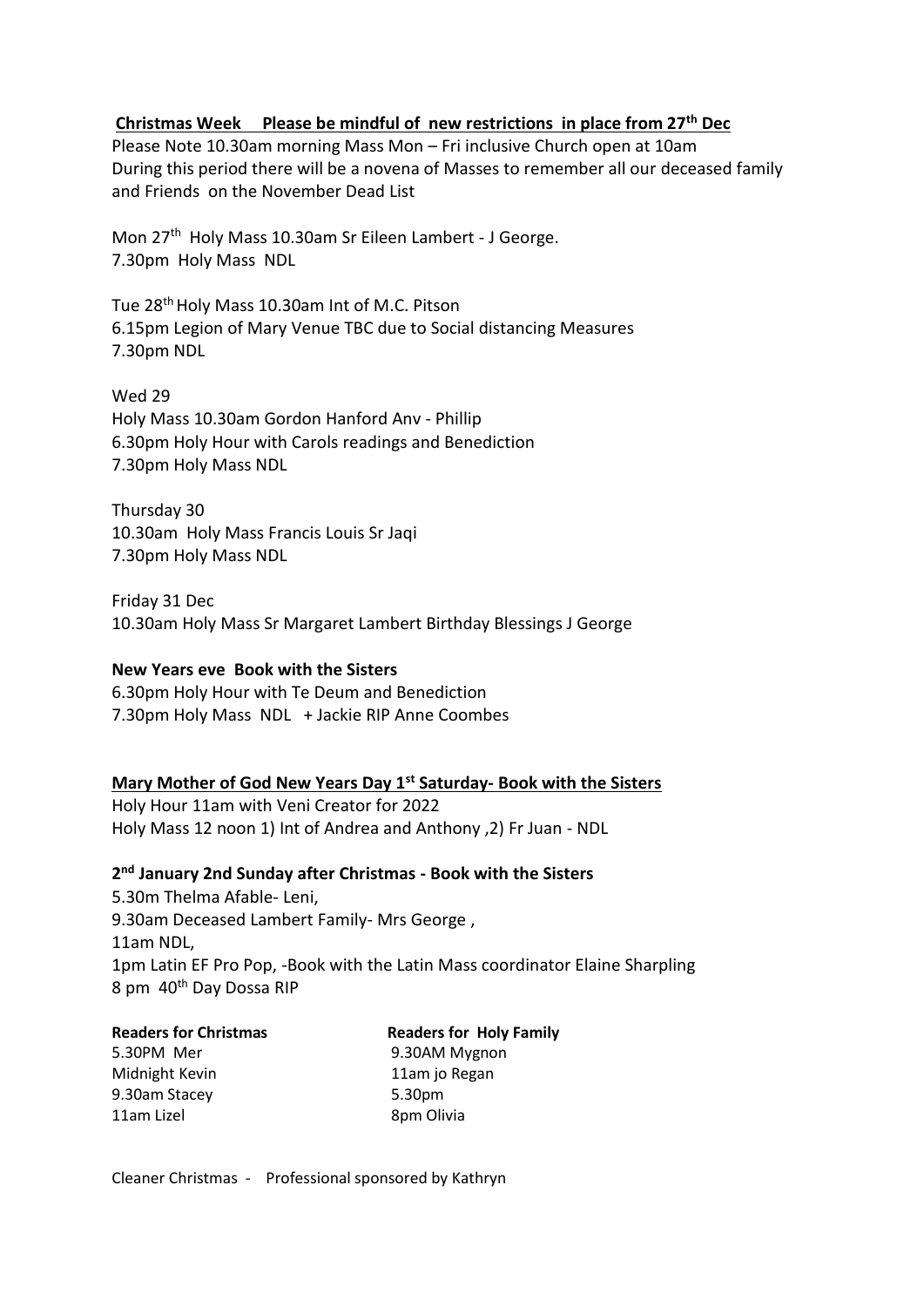**Christmas Week Please be mindful of new restrictions in place from 27th Dec**

Please Note 10.30am morning Mass Mon – Fri inclusive Church open at 10am
During this period there will be a novena of Masses to remember all our deceased family and Friends on the November Dead List

Mon 27th Holy Mass 10.30am Sr Eileen Lambert - J George.
7.30pm Holy Mass NDL

Tue 28th Holy Mass 10.30am Int of M.C. Pitson
6.15pm Legion of Mary Venue TBC due to Social distancing Measures
7.30pm NDL

Wed 29
Holy Mass 10.30am Gordon Hanford Anv - Phillip
6.30pm Holy Hour with Carols readings and Benediction
7.30pm Holy Mass NDL

Thursday 30
10.30am Holy Mass Francis Louis Sr Jaqi
7.30pm Holy Mass NDL

Friday 31 Dec
10.30am Holy Mass Sr Margaret Lambert Birthday Blessings J George

**New Years eve Book with the Sisters**

6.30pm Holy Hour with Te Deum and Benediction
7.30pm Holy Mass NDL + Jackie RIP Anne Coombes

**Mary Mother of God New Years Day 1st Saturday- Book with the Sisters**

Holy Hour 11am with Veni Creator for 2022
Holy Mass 12 noon 1) Int of Andrea and Anthony ,2) Fr Juan - NDL

**2nd January 2nd Sunday after Christmas - Book with the Sisters**

5.30m Thelma Afable- Leni,
9.30am Deceased Lambert Family- Mrs George ,
11am NDL,
1pm Latin EF Pro Pop, -Book with the Latin Mass coordinator Elaine Sharpling
8 pm 40th Day Dossa RIP

| **Readers for Christmas** | **Readers for Holy Family** |
|---|---|
| 5.30PM Mer | 9.30AM Mygnon |
| Midnight Kevin | 11am jo Regan |
| 9.30am Stacey | 5.30pm |
| 11am Lizel | 8pm Olivia |

Cleaner Christmas - Professional sponsored by Kathryn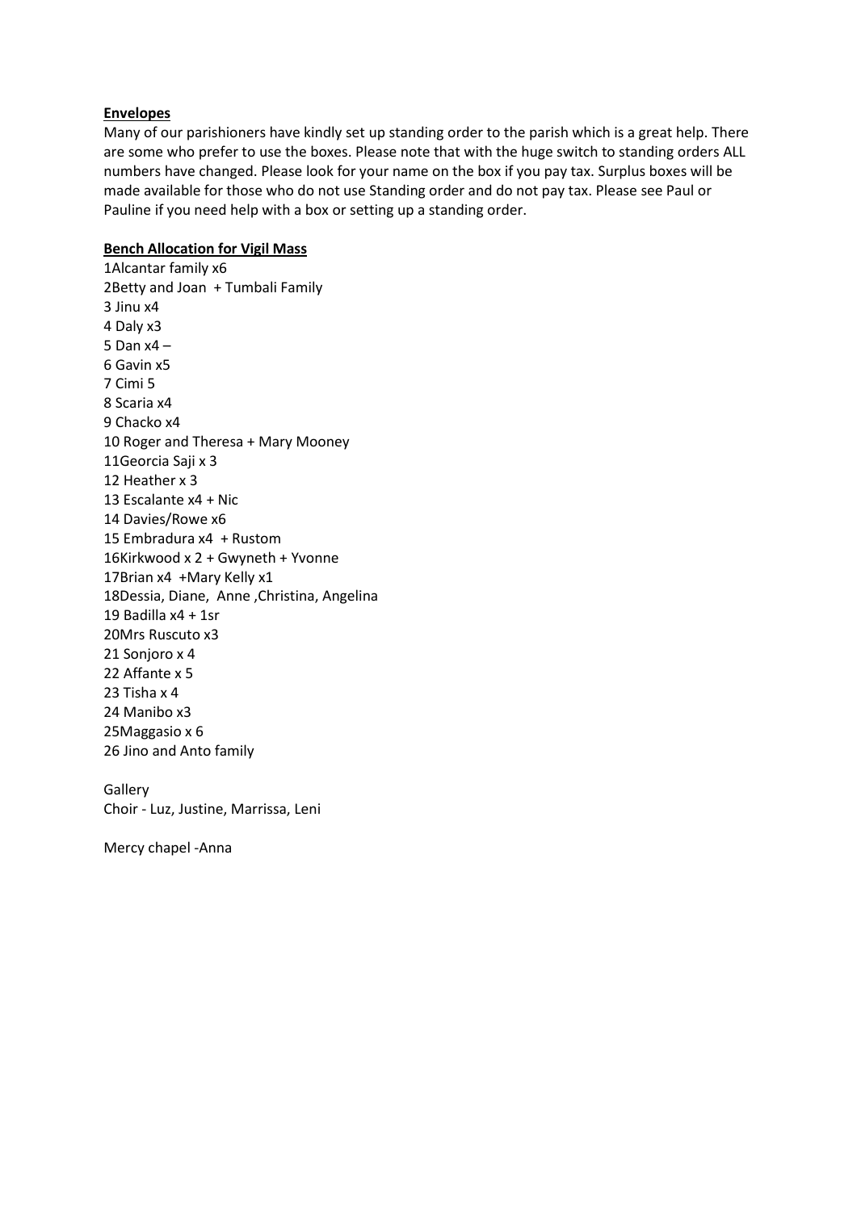**Envelopes**

Many of our parishioners have kindly set up standing order to the parish which is a great help. There are some who prefer to use the boxes. Please note that with the huge switch to standing orders ALL numbers have changed. Please look for your name on the box if you pay tax. Surplus boxes will be made available for those who do not use Standing order and do not pay tax. Please see Paul or Pauline if you need help with a box or setting up a standing order.

**Bench Allocation for Vigil Mass**

1Alcantar family x6  
2Betty and Joan + Tumbali Family  
3 Jinu x4  
4 Daly x3  
5 Dan x4 –  
6 Gavin x5  
7 Cimi 5  
8 Scaria x4  
9 Chacko x4  
10 Roger and Theresa + Mary Mooney  
11Georcia Saji x 3  
12 Heather x 3  
13 Escalante x4 + Nic  
14 Davies/Rowe x6  
15 Embradura x4 + Rustom  
16Kirkwood x 2 + Gwyneth + Yvonne  
17Brian x4 +Mary Kelly x1  
18Dessia, Diane, Anne ,Christina, Angelina  
19 Badilla x4 + 1sr  
20Mrs Ruscuto x3  
21 Sonjoro x 4  
22 Affante x 5  
23 Tisha x 4  
24 Manibo x3  
25Maggasio x 6  
26 Jino and Anto family

Gallery  
Choir - Luz, Justine, Marrissa, Leni

Mercy chapel -Anna